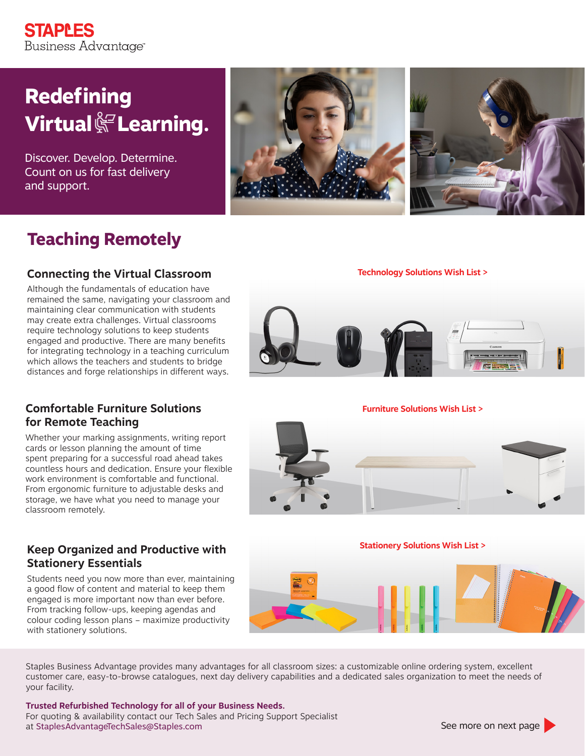**STAPLES**
Business Advantage™

# Redefining Virtual Learning.

Discover. Develop. Determine.
Count on us for fast delivery and support.

## Teaching Remotely

### Connecting the Virtual Classroom

Although the fundamentals of education have remained the same, navigating your classroom and maintaining clear communication with students may create extra challenges. Virtual classrooms require technology solutions to keep students engaged and productive. There are many benefits for integrating technology in a teaching curriculum which allows the teachers and students to bridge distances and forge relationships in different ways.

Technology Solutions Wish List >

### Comfortable Furniture Solutions for Remote Teaching

Whether your marking assignments, writing report cards or lesson planning the amount of time spent preparing for a successful road ahead takes countless hours and dedication. Ensure your flexible work environment is comfortable and functional. From ergonomic furniture to adjustable desks and storage, we have what you need to manage your classroom remotely.

Furniture Solutions Wish List >

### Keep Organized and Productive with Stationery Essentials

Students need you now more than ever, maintaining a good flow of content and material to keep them engaged is more important now than ever before. From tracking follow-ups, keeping agendas and colour coding lesson plans – maximize productivity with stationery solutions.

Stationery Solutions Wish List >

Staples Business Advantage provides many advantages for all classroom sizes: a customizable online ordering system, excellent customer care, easy-to-browse catalogues, next day delivery capabilities and a dedicated sales organization to meet the needs of your facility.

**Trusted Refurbished Technology for all of your Business Needs.**
For quoting & availability contact our Tech Sales and Pricing Support Specialist at StaplesAdvantageTechSales@Staples.com

See more on next page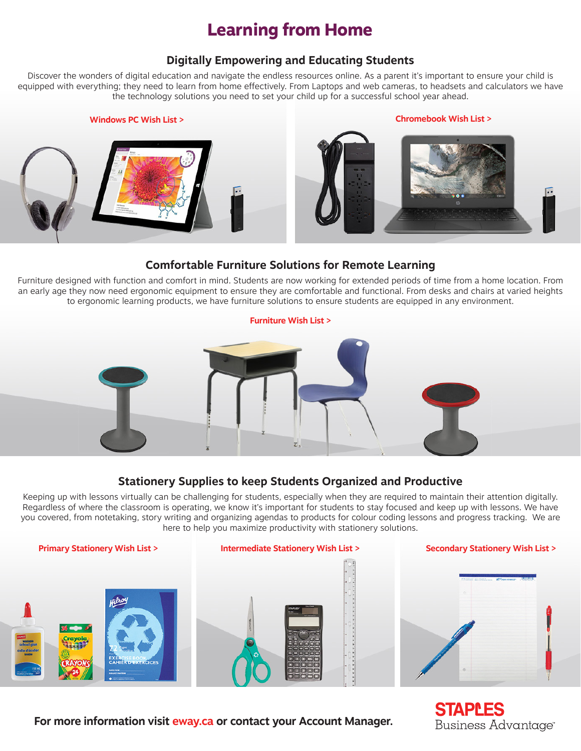# Learning from Home

## Digitally Empowering and Educating Students

Discover the wonders of digital education and navigate the endless resources online. As a parent it's important to ensure your child is equipped with everything; they need to learn from home effectively. From Laptops and web cameras, to headsets and calculators we have the technology solutions you need to set your child up for a successful school year ahead.

Windows PC Wish List >

Chromebook Wish List >

## Comfortable Furniture Solutions for Remote Learning

Furniture designed with function and comfort in mind. Students are now working for extended periods of time from a home location. From an early age they now need ergonomic equipment to ensure they are comfortable and functional. From desks and chairs at varied heights to ergonomic learning products, we have furniture solutions to ensure students are equipped in any environment.

Furniture Wish List >

## Stationery Supplies to keep Students Organized and Productive

Keeping up with lessons virtually can be challenging for students, especially when they are required to maintain their attention digitally. Regardless of where the classroom is operating, we know it's important for students to stay focused and keep up with lessons. We have you covered, from notetaking, story writing and organizing agendas to products for colour coding lessons and progress tracking. We are here to help you maximize productivity with stationery solutions.

Primary Stationery Wish List >

Intermediate Stationery Wish List >

Secondary Stationery Wish List >

**For more information visit eway.ca or contact your Account Manager.**

STAPLES Business Advantage